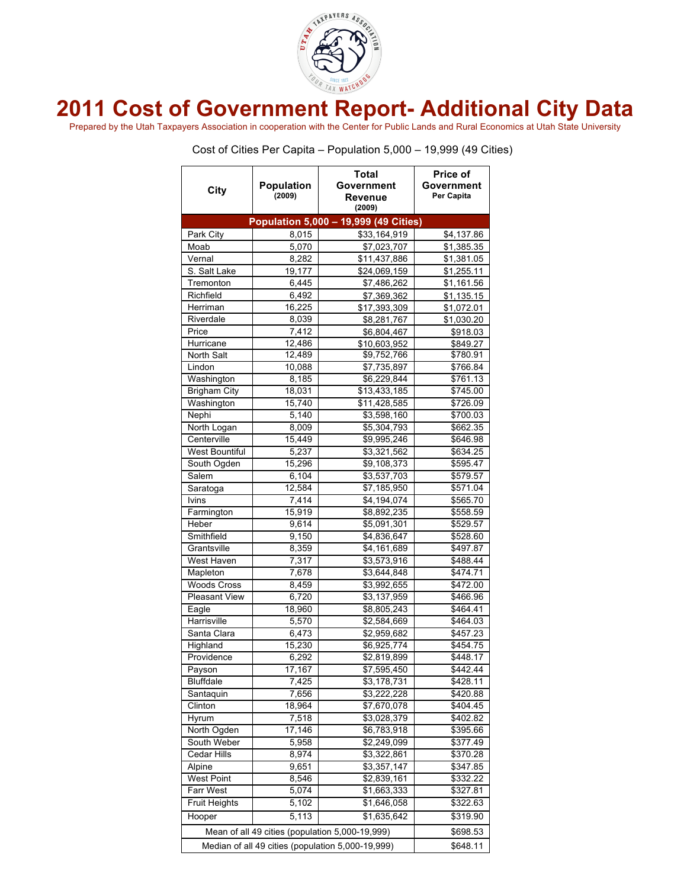# 2011 Cost of Government Report- Additional City Data

Prepared by the Utah Taxpayers Association in cooperation with the Center for Public Lands and Rural Economics at Utah State University

## Cost of Cities Per Capita – Population 5,000 – 19,999 (49 Cities)

| City | Population (2009) | Total Government Revenue (2009) | Price of Government Per Capita |
|---|---|---|---|
| **Population 5,000 – 19,999 (49 Cities)** | | | |
| Park City | 8,015 | $33,164,919 | $4,137.86 |
| Moab | 5,070 | $7,023,707 | $1,385.35 |
| Vernal | 8,282 | $11,437,886 | $1,381.05 |
| S. Salt Lake | 19,177 | $24,069,159 | $1,255.11 |
| Tremonton | 6,445 | $7,486,262 | $1,161.56 |
| Richfield | 6,492 | $7,369,362 | $1,135.15 |
| Herriman | 16,225 | $17,393,309 | $1,072.01 |
| Riverdale | 8,039 | $8,281,767 | $1,030.20 |
| Price | 7,412 | $6,804,467 | $918.03 |
| Hurricane | 12,486 | $10,603,952 | $849.27 |
| North Salt | 12,489 | $9,752,766 | $780.91 |
| Lindon | 10,088 | $7,735,897 | $766.84 |
| Washington | 8,185 | $6,229,844 | $761.13 |
| Brigham City | 18,031 | $13,433,185 | $745.00 |
| Washington | 15,740 | $11,428,585 | $726.09 |
| Nephi | 5,140 | $3,598,160 | $700.03 |
| North Logan | 8,009 | $5,304,793 | $662.35 |
| Centerville | 15,449 | $9,995,246 | $646.98 |
| West Bountiful | 5,237 | $3,321,562 | $634.25 |
| South Ogden | 15,296 | $9,108,373 | $595.47 |
| Salem | 6,104 | $3,537,703 | $579.57 |
| Saratoga | 12,584 | $7,185,950 | $571.04 |
| Ivins | 7,414 | $4,194,074 | $565.70 |
| Farmington | 15,919 | $8,892,235 | $558.59 |
| Heber | 9,614 | $5,091,301 | $529.57 |
| Smithfield | 9,150 | $4,836,647 | $528.60 |
| Grantsville | 8,359 | $4,161,689 | $497.87 |
| West Haven | 7,317 | $3,573,916 | $488.44 |
| Mapleton | 7,678 | $3,644,848 | $474.71 |
| Woods Cross | 8,459 | $3,992,655 | $472.00 |
| Pleasant View | 6,720 | $3,137,959 | $466.96 |
| Eagle | 18,960 | $8,805,243 | $464.41 |
| Harrisville | 5,570 | $2,584,669 | $464.03 |
| Santa Clara | 6,473 | $2,959,682 | $457.23 |
| Highland | 15,230 | $6,925,774 | $454.75 |
| Providence | 6,292 | $2,819,899 | $448.17 |
| Payson | 17,167 | $7,595,450 | $442.44 |
| Bluffdale | 7,425 | $3,178,731 | $428.11 |
| Santaquin | 7,656 | $3,222,228 | $420.88 |
| Clinton | 18,964 | $7,670,078 | $404.45 |
| Hyrum | 7,518 | $3,028,379 | $402.82 |
| North Ogden | 17,146 | $6,783,918 | $395.66 |
| South Weber | 5,958 | $2,249,099 | $377.49 |
| Cedar Hills | 8,974 | $3,322,861 | $370.28 |
| Alpine | 9,651 | $3,357,147 | $347.85 |
| West Point | 8,546 | $2,839,161 | $332.22 |
| Farr West | 5,074 | $1,663,333 | $327.81 |
| Fruit Heights | 5,102 | $1,646,058 | $322.63 |
| Hooper | 5,113 | $1,635,642 | $319.90 |
| Mean of all 49 cities (population 5,000-19,999) | | | $698.53 |
| Median of all 49 cities (population 5,000-19,999) | | | $648.11 |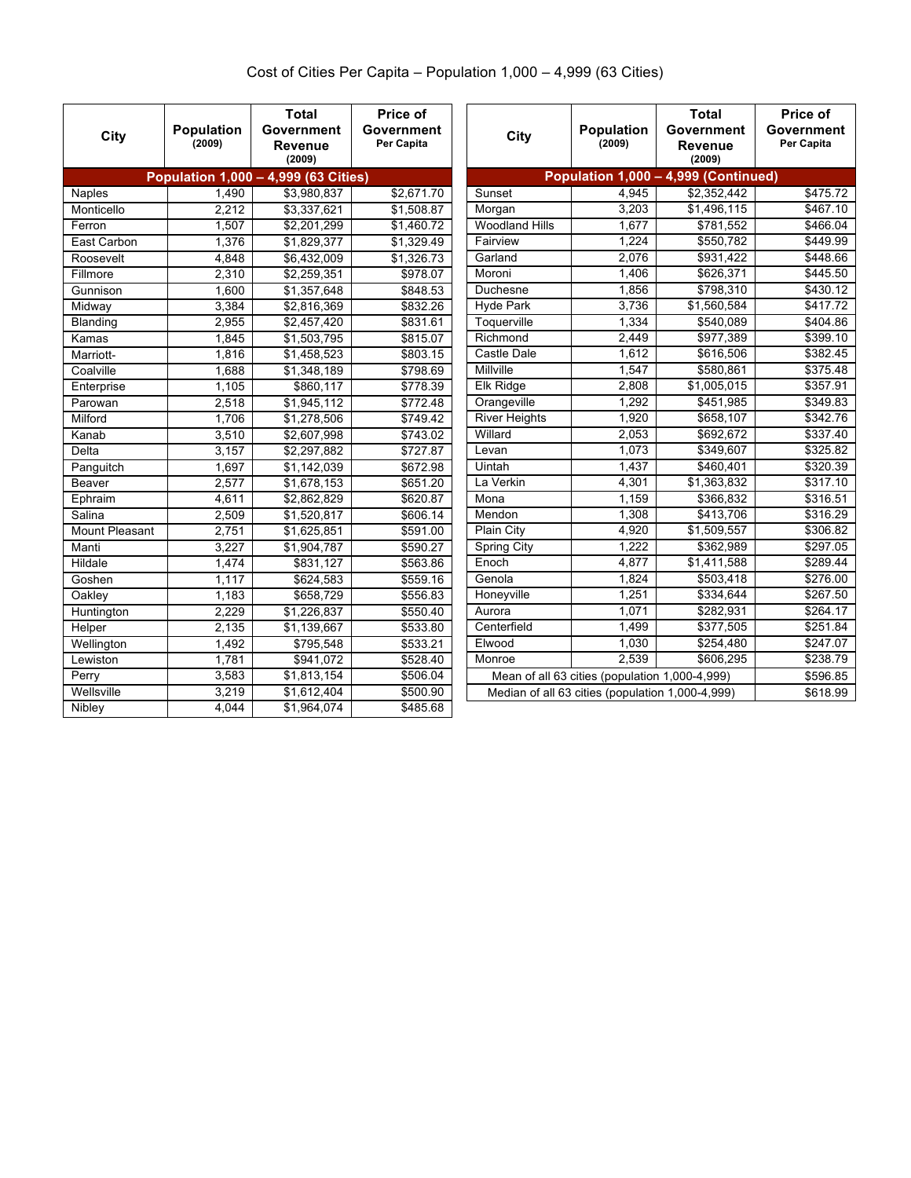# Cost of Cities Per Capita – Population 1,000 – 4,999 (63 Cities)

| City | Population (2009) | Total Government Revenue (2009) | Price of Government Per Capita |
|---|---|---|---|
| **Population 1,000 – 4,999 (63 Cities)** | | | |
| Naples | 1,490 | $3,980,837 | $2,671.70 |
| Monticello | 2,212 | $3,337,621 | $1,508.87 |
| Ferron | 1,507 | $2,201,299 | $1,460.72 |
| East Carbon | 1,376 | $1,829,377 | $1,329.49 |
| Roosevelt | 4,848 | $6,432,009 | $1,326.73 |
| Fillmore | 2,310 | $2,259,351 | $978.07 |
| Gunnison | 1,600 | $1,357,648 | $848.53 |
| Midway | 3,384 | $2,816,369 | $832.26 |
| Blanding | 2,955 | $2,457,420 | $831.61 |
| Kamas | 1,845 | $1,503,795 | $815.07 |
| Marriott- | 1,816 | $1,458,523 | $803.15 |
| Coalville | 1,688 | $1,348,189 | $798.69 |
| Enterprise | 1,105 | $860,117 | $778.39 |
| Parowan | 2,518 | $1,945,112 | $772.48 |
| Milford | 1,706 | $1,278,506 | $749.42 |
| Kanab | 3,510 | $2,607,998 | $743.02 |
| Delta | 3,157 | $2,297,882 | $727.87 |
| Panguitch | 1,697 | $1,142,039 | $672.98 |
| Beaver | 2,577 | $1,678,153 | $651.20 |
| Ephraim | 4,611 | $2,862,829 | $620.87 |
| Salina | 2,509 | $1,520,817 | $606.14 |
| Mount Pleasant | 2,751 | $1,625,851 | $591.00 |
| Manti | 3,227 | $1,904,787 | $590.27 |
| Hildale | 1,474 | $831,127 | $563.86 |
| Goshen | 1,117 | $624,583 | $559.16 |
| Oakley | 1,183 | $658,729 | $556.83 |
| Huntington | 2,229 | $1,226,837 | $550.40 |
| Helper | 2,135 | $1,139,667 | $533.80 |
| Wellington | 1,492 | $795,548 | $533.21 |
| Lewiston | 1,781 | $941,072 | $528.40 |
| Perry | 3,583 | $1,813,154 | $506.04 |
| Wellsville | 3,219 | $1,612,404 | $500.90 |
| Nibley | 4,044 | $1,964,074 | $485.68 |
| **Population 1,000 – 4,999 (Continued)** | | | |
| Sunset | 4,945 | $2,352,442 | $475.72 |
| Morgan | 3,203 | $1,496,115 | $467.10 |
| Woodland Hills | 1,677 | $781,552 | $466.04 |
| Fairview | 1,224 | $550,782 | $449.99 |
| Garland | 2,076 | $931,422 | $448.66 |
| Moroni | 1,406 | $626,371 | $445.50 |
| Duchesne | 1,856 | $798,310 | $430.12 |
| Hyde Park | 3,736 | $1,560,584 | $417.72 |
| Toquerville | 1,334 | $540,089 | $404.86 |
| Richmond | 2,449 | $977,389 | $399.10 |
| Castle Dale | 1,612 | $616,506 | $382.45 |
| Millville | 1,547 | $580,861 | $375.48 |
| Elk Ridge | 2,808 | $1,005,015 | $357.91 |
| Orangeville | 1,292 | $451,985 | $349.83 |
| River Heights | 1,920 | $658,107 | $342.76 |
| Willard | 2,053 | $692,672 | $337.40 |
| Levan | 1,073 | $349,607 | $325.82 |
| Uintah | 1,437 | $460,401 | $320.39 |
| La Verkin | 4,301 | $1,363,832 | $317.10 |
| Mona | 1,159 | $366,832 | $316.51 |
| Mendon | 1,308 | $413,706 | $316.29 |
| Plain City | 4,920 | $1,509,557 | $306.82 |
| Spring City | 1,222 | $362,989 | $297.05 |
| Enoch | 4,877 | $1,411,588 | $289.44 |
| Genola | 1,824 | $503,418 | $276.00 |
| Honeyville | 1,251 | $334,644 | $267.50 |
| Aurora | 1,071 | $282,931 | $264.17 |
| Centerfield | 1,499 | $377,505 | $251.84 |
| Elwood | 1,030 | $254,480 | $247.07 |
| Monroe | 2,539 | $606,295 | $238.79 |
| Mean of all 63 cities (population 1,000-4,999) | | | $596.85 |
| Median of all 63 cities (population 1,000-4,999) | | | $618.99 |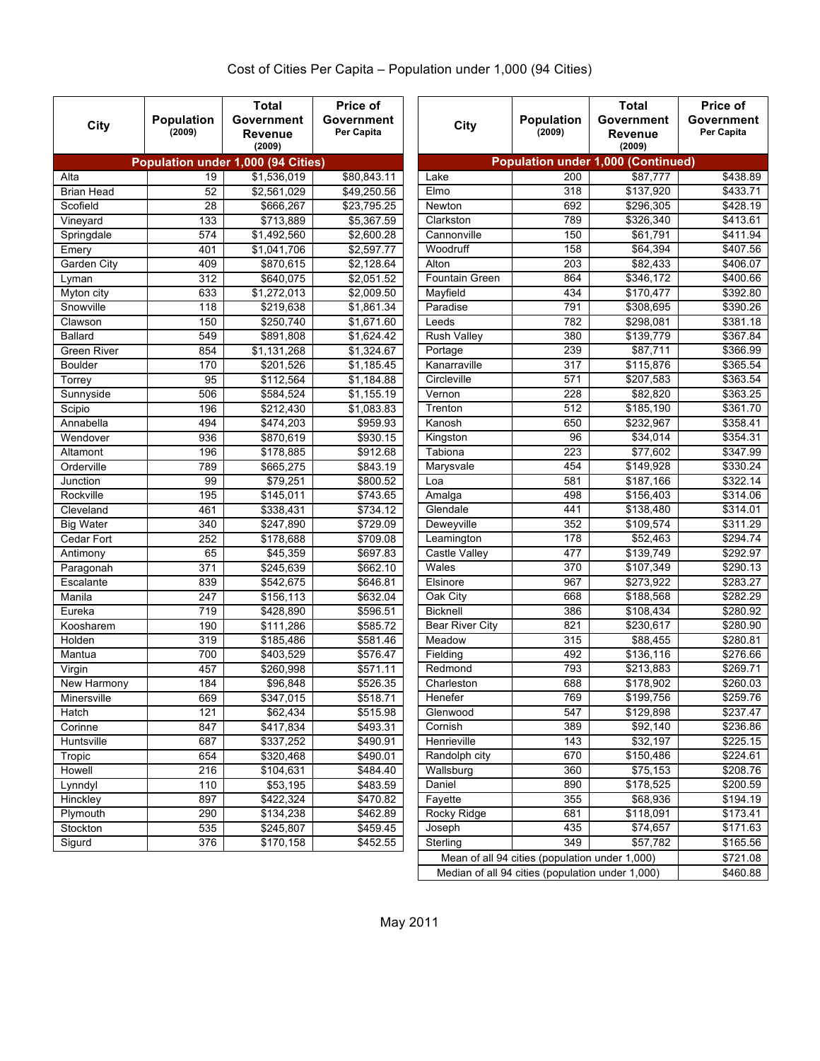Cost of Cities Per Capita – Population under 1,000 (94 Cities)

| City | Population (2009) | Total Government Revenue (2009) | Price of Government Per Capita |
|---|---|---|---|
| **Population under 1,000 (94 Cities)** | | | |
| Alta | 19 | $1,536,019 | $80,843.11 |
| Brian Head | 52 | $2,561,029 | $49,250.56 |
| Scofield | 28 | $666,267 | $23,795.25 |
| Vineyard | 133 | $713,889 | $5,367.59 |
| Springdale | 574 | $1,492,560 | $2,600.28 |
| Emery | 401 | $1,041,706 | $2,597.77 |
| Garden City | 409 | $870,615 | $2,128.64 |
| Lyman | 312 | $640,075 | $2,051.52 |
| Myton city | 633 | $1,272,013 | $2,009.50 |
| Snowville | 118 | $219,638 | $1,861.34 |
| Clawson | 150 | $250,740 | $1,671.60 |
| Ballard | 549 | $891,808 | $1,624.42 |
| Green River | 854 | $1,131,268 | $1,324.67 |
| Boulder | 170 | $201,526 | $1,185.45 |
| Torrey | 95 | $112,564 | $1,184.88 |
| Sunnyside | 506 | $584,524 | $1,155.19 |
| Scipio | 196 | $212,430 | $1,083.83 |
| Annabella | 494 | $474,203 | $959.93 |
| Wendover | 936 | $870,619 | $930.15 |
| Altamont | 196 | $178,885 | $912.68 |
| Orderville | 789 | $665,275 | $843.19 |
| Junction | 99 | $79,251 | $800.52 |
| Rockville | 195 | $145,011 | $743.65 |
| Cleveland | 461 | $338,431 | $734.12 |
| Big Water | 340 | $247,890 | $729.09 |
| Cedar Fort | 252 | $178,688 | $709.08 |
| Antimony | 65 | $45,359 | $697.83 |
| Paragonah | 371 | $245,639 | $662.10 |
| Escalante | 839 | $542,675 | $646.81 |
| Manila | 247 | $156,113 | $632.04 |
| Eureka | 719 | $428,890 | $596.51 |
| Koosharem | 190 | $111,286 | $585.72 |
| Holden | 319 | $185,486 | $581.46 |
| Mantua | 700 | $403,529 | $576.47 |
| Virgin | 457 | $260,998 | $571.11 |
| New Harmony | 184 | $96,848 | $526.35 |
| Minersville | 669 | $347,015 | $518.71 |
| Hatch | 121 | $62,434 | $515.98 |
| Corinne | 847 | $417,834 | $493.31 |
| Huntsville | 687 | $337,252 | $490.91 |
| Tropic | 654 | $320,468 | $490.01 |
| Howell | 216 | $104,631 | $484.40 |
| Lynndyl | 110 | $53,195 | $483.59 |
| Hinckley | 897 | $422,324 | $470.82 |
| Plymouth | 290 | $134,238 | $462.89 |
| Stockton | 535 | $245,807 | $459.45 |
| Sigurd | 376 | $170,158 | $452.55 |
| **Population under 1,000 (Continued)** | | | |
| Lake | 200 | $87,777 | $438.89 |
| Elmo | 318 | $137,920 | $433.71 |
| Newton | 692 | $296,305 | $428.19 |
| Clarkston | 789 | $326,340 | $413.61 |
| Cannonville | 150 | $61,791 | $411.94 |
| Woodruff | 158 | $64,394 | $407.56 |
| Alton | 203 | $82,433 | $406.07 |
| Fountain Green | 864 | $346,172 | $400.66 |
| Mayfield | 434 | $170,477 | $392.80 |
| Paradise | 791 | $308,695 | $390.26 |
| Leeds | 782 | $298,081 | $381.18 |
| Rush Valley | 380 | $139,779 | $367.84 |
| Portage | 239 | $87,711 | $366.99 |
| Kanarraville | 317 | $115,876 | $365.54 |
| Circleville | 571 | $207,583 | $363.54 |
| Vernon | 228 | $82,820 | $363.25 |
| Trenton | 512 | $185,190 | $361.70 |
| Kanosh | 650 | $232,967 | $358.41 |
| Kingston | 96 | $34,014 | $354.31 |
| Tabiona | 223 | $77,602 | $347.99 |
| Marysvale | 454 | $149,928 | $330.24 |
| Loa | 581 | $187,166 | $322.14 |
| Amalga | 498 | $156,403 | $314.06 |
| Glendale | 441 | $138,480 | $314.01 |
| Deweyville | 352 | $109,574 | $311.29 |
| Leamington | 178 | $52,463 | $294.74 |
| Castle Valley | 477 | $139,749 | $292.97 |
| Wales | 370 | $107,349 | $290.13 |
| Elsinore | 967 | $273,922 | $283.27 |
| Oak City | 668 | $188,568 | $282.29 |
| Bicknell | 386 | $108,434 | $280.92 |
| Bear River City | 821 | $230,617 | $280.90 |
| Meadow | 315 | $88,455 | $280.81 |
| Fielding | 492 | $136,116 | $276.66 |
| Redmond | 793 | $213,883 | $269.71 |
| Charleston | 688 | $178,902 | $260.03 |
| Henefer | 769 | $199,756 | $259.76 |
| Glenwood | 547 | $129,898 | $237.47 |
| Cornish | 389 | $92,140 | $236.86 |
| Henrieville | 143 | $32,197 | $225.15 |
| Randolph city | 670 | $150,486 | $224.61 |
| Wallsburg | 360 | $75,153 | $208.76 |
| Daniel | 890 | $178,525 | $200.59 |
| Fayette | 355 | $68,936 | $194.19 |
| Rocky Ridge | 681 | $118,091 | $173.41 |
| Joseph | 435 | $74,657 | $171.63 |
| Sterling | 349 | $57,782 | $165.56 |
| Mean of all 94 cities (population under 1,000) | | | $721.08 |
| Median of all 94 cities (population under 1,000) | | | $460.88 |

May 2011